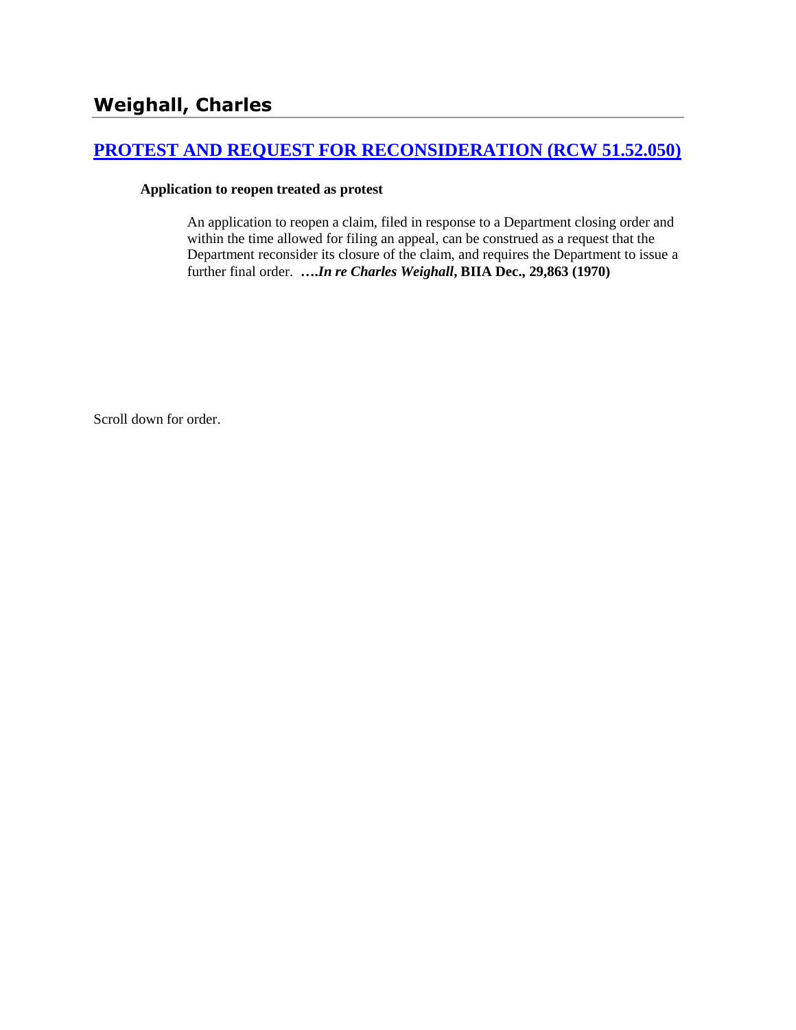# Weighall, Charles

## [PROTEST AND REQUEST FOR RECONSIDERATION (RCW 51.52.050)]

**Application to reopen treated as protest**

An application to reopen a claim, filed in response to a Department closing order and within the time allowed for filing an appeal, can be construed as a request that the Department reconsider its closure of the claim, and requires the Department to issue a further final order. ***….In re Charles Weighall*, BIIA Dec., 29,863 (1970)**

Scroll down for order.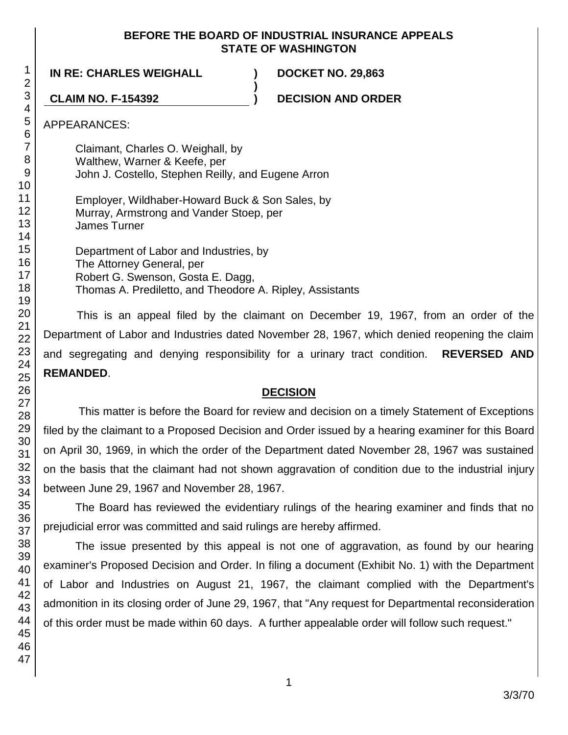**BEFORE THE BOARD OF INDUSTRIAL INSURANCE APPEALS**
**STATE OF WASHINGTON**

| **IN RE: CHARLES WEIGHALL** | **)** | **DOCKET NO. 29,863** |
|---|---|---|
| | **)** | |
| **CLAIM NO. F-154392** | **)** | **DECISION AND ORDER** |

APPEARANCES:

Claimant, Charles O. Weighall, by
Walthew, Warner & Keefe, per
John J. Costello, Stephen Reilly, and Eugene Arron

Employer, Wildhaber-Howard Buck & Son Sales, by
Murray, Armstrong and Vander Stoep, per
James Turner

Department of Labor and Industries, by
The Attorney General, per
Robert G. Swenson, Gosta E. Dagg,
Thomas A. Prediletto, and Theodore A. Ripley, Assistants

This is an appeal filed by the claimant on December 19, 1967, from an order of the Department of Labor and Industries dated November 28, 1967, which denied reopening the claim and segregating and denying responsibility for a urinary tract condition. **REVERSED AND REMANDED**.

## DECISION

This matter is before the Board for review and decision on a timely Statement of Exceptions filed by the claimant to a Proposed Decision and Order issued by a hearing examiner for this Board on April 30, 1969, in which the order of the Department dated November 28, 1967 was sustained on the basis that the claimant had not shown aggravation of condition due to the industrial injury between June 29, 1967 and November 28, 1967.

The Board has reviewed the evidentiary rulings of the hearing examiner and finds that no prejudicial error was committed and said rulings are hereby affirmed.

The issue presented by this appeal is not one of aggravation, as found by our hearing examiner's Proposed Decision and Order. In filing a document (Exhibit No. 1) with the Department of Labor and Industries on August 21, 1967, the claimant complied with the Department's admonition in its closing order of June 29, 1967, that "Any request for Departmental reconsideration of this order must be made within 60 days. A further appealable order will follow such request."

3/3/70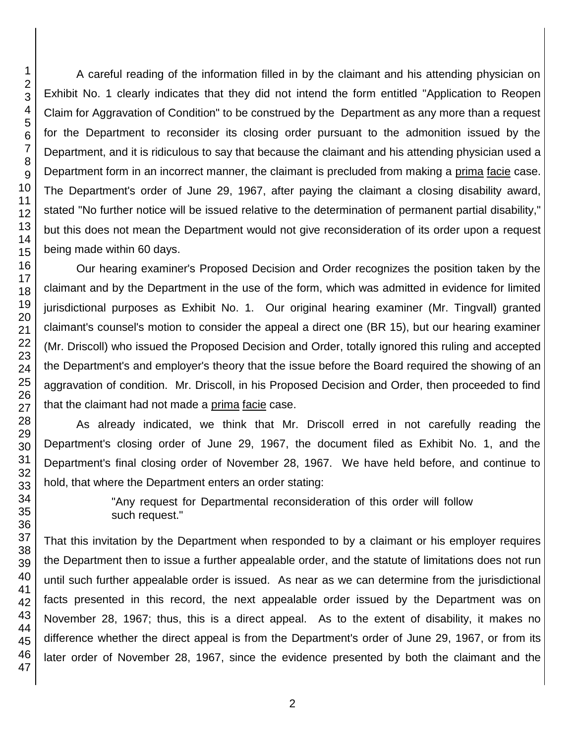A careful reading of the information filled in by the claimant and his attending physician on Exhibit No. 1 clearly indicates that they did not intend the form entitled "Application to Reopen Claim for Aggravation of Condition" to be construed by the Department as any more than a request for the Department to reconsider its closing order pursuant to the admonition issued by the Department, and it is ridiculous to say that because the claimant and his attending physician used a Department form in an incorrect manner, the claimant is precluded from making a prima facie case. The Department's order of June 29, 1967, after paying the claimant a closing disability award, stated "No further notice will be issued relative to the determination of permanent partial disability," but this does not mean the Department would not give reconsideration of its order upon a request being made within 60 days.

Our hearing examiner's Proposed Decision and Order recognizes the position taken by the claimant and by the Department in the use of the form, which was admitted in evidence for limited jurisdictional purposes as Exhibit No. 1. Our original hearing examiner (Mr. Tingvall) granted claimant's counsel's motion to consider the appeal a direct one (BR 15), but our hearing examiner (Mr. Driscoll) who issued the Proposed Decision and Order, totally ignored this ruling and accepted the Department's and employer's theory that the issue before the Board required the showing of an aggravation of condition. Mr. Driscoll, in his Proposed Decision and Order, then proceeded to find that the claimant had not made a prima facie case.

As already indicated, we think that Mr. Driscoll erred in not carefully reading the Department's closing order of June 29, 1967, the document filed as Exhibit No. 1, and the Department's final closing order of November 28, 1967. We have held before, and continue to hold, that where the Department enters an order stating:

> "Any request for Departmental reconsideration of this order will follow such request."

That this invitation by the Department when responded to by a claimant or his employer requires the Department then to issue a further appealable order, and the statute of limitations does not run until such further appealable order is issued. As near as we can determine from the jurisdictional facts presented in this record, the next appealable order issued by the Department was on November 28, 1967; thus, this is a direct appeal. As to the extent of disability, it makes no difference whether the direct appeal is from the Department's order of June 29, 1967, or from its later order of November 28, 1967, since the evidence presented by both the claimant and the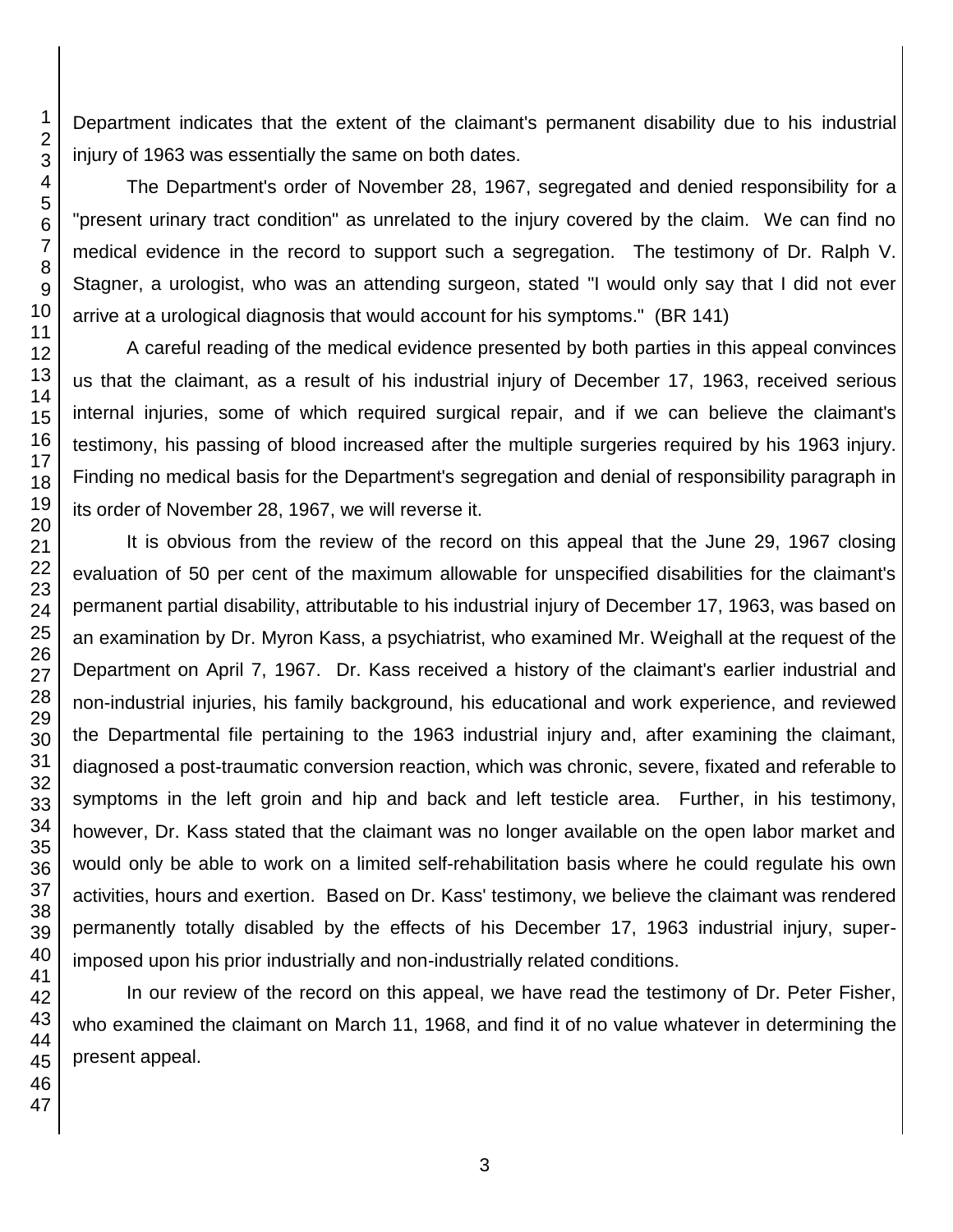Department indicates that the extent of the claimant's permanent disability due to his industrial injury of 1963 was essentially the same on both dates.

The Department's order of November 28, 1967, segregated and denied responsibility for a "present urinary tract condition" as unrelated to the injury covered by the claim. We can find no medical evidence in the record to support such a segregation. The testimony of Dr. Ralph V. Stagner, a urologist, who was an attending surgeon, stated "I would only say that I did not ever arrive at a urological diagnosis that would account for his symptoms." (BR 141)

A careful reading of the medical evidence presented by both parties in this appeal convinces us that the claimant, as a result of his industrial injury of December 17, 1963, received serious internal injuries, some of which required surgical repair, and if we can believe the claimant's testimony, his passing of blood increased after the multiple surgeries required by his 1963 injury. Finding no medical basis for the Department's segregation and denial of responsibility paragraph in its order of November 28, 1967, we will reverse it.

It is obvious from the review of the record on this appeal that the June 29, 1967 closing evaluation of 50 per cent of the maximum allowable for unspecified disabilities for the claimant's permanent partial disability, attributable to his industrial injury of December 17, 1963, was based on an examination by Dr. Myron Kass, a psychiatrist, who examined Mr. Weighall at the request of the Department on April 7, 1967. Dr. Kass received a history of the claimant's earlier industrial and non-industrial injuries, his family background, his educational and work experience, and reviewed the Departmental file pertaining to the 1963 industrial injury and, after examining the claimant, diagnosed a post-traumatic conversion reaction, which was chronic, severe, fixated and referable to symptoms in the left groin and hip and back and left testicle area. Further, in his testimony, however, Dr. Kass stated that the claimant was no longer available on the open labor market and would only be able to work on a limited self-rehabilitation basis where he could regulate his own activities, hours and exertion. Based on Dr. Kass' testimony, we believe the claimant was rendered permanently totally disabled by the effects of his December 17, 1963 industrial injury, super-imposed upon his prior industrially and non-industrially related conditions.

In our review of the record on this appeal, we have read the testimony of Dr. Peter Fisher, who examined the claimant on March 11, 1968, and find it of no value whatever in determining the present appeal.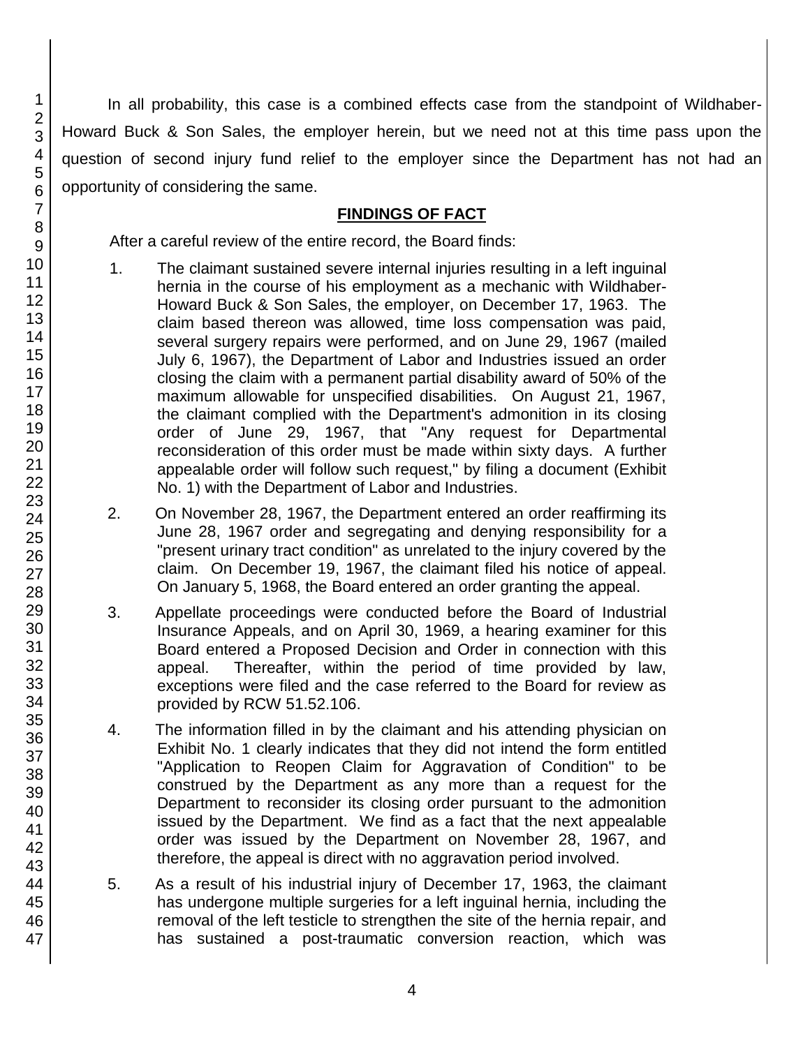In all probability, this case is a combined effects case from the standpoint of Wildhaber-Howard Buck & Son Sales, the employer herein, but we need not at this time pass upon the question of second injury fund relief to the employer since the Department has not had an opportunity of considering the same.

## FINDINGS OF FACT

After a careful review of the entire record, the Board finds:

1. The claimant sustained severe internal injuries resulting in a left inguinal hernia in the course of his employment as a mechanic with Wildhaber-Howard Buck & Son Sales, the employer, on December 17, 1963. The claim based thereon was allowed, time loss compensation was paid, several surgery repairs were performed, and on June 29, 1967 (mailed July 6, 1967), the Department of Labor and Industries issued an order closing the claim with a permanent partial disability award of 50% of the maximum allowable for unspecified disabilities. On August 21, 1967, the claimant complied with the Department's admonition in its closing order of June 29, 1967, that "Any request for Departmental reconsideration of this order must be made within sixty days. A further appealable order will follow such request," by filing a document (Exhibit No. 1) with the Department of Labor and Industries.

2. On November 28, 1967, the Department entered an order reaffirming its June 28, 1967 order and segregating and denying responsibility for a "present urinary tract condition" as unrelated to the injury covered by the claim. On December 19, 1967, the claimant filed his notice of appeal. On January 5, 1968, the Board entered an order granting the appeal.

3. Appellate proceedings were conducted before the Board of Industrial Insurance Appeals, and on April 30, 1969, a hearing examiner for this Board entered a Proposed Decision and Order in connection with this appeal. Thereafter, within the period of time provided by law, exceptions were filed and the case referred to the Board for review as provided by RCW 51.52.106.

4. The information filled in by the claimant and his attending physician on Exhibit No. 1 clearly indicates that they did not intend the form entitled "Application to Reopen Claim for Aggravation of Condition" to be construed by the Department as any more than a request for the Department to reconsider its closing order pursuant to the admonition issued by the Department. We find as a fact that the next appealable order was issued by the Department on November 28, 1967, and therefore, the appeal is direct with no aggravation period involved.

5. As a result of his industrial injury of December 17, 1963, the claimant has undergone multiple surgeries for a left inguinal hernia, including the removal of the left testicle to strengthen the site of the hernia repair, and has sustained a post-traumatic conversion reaction, which was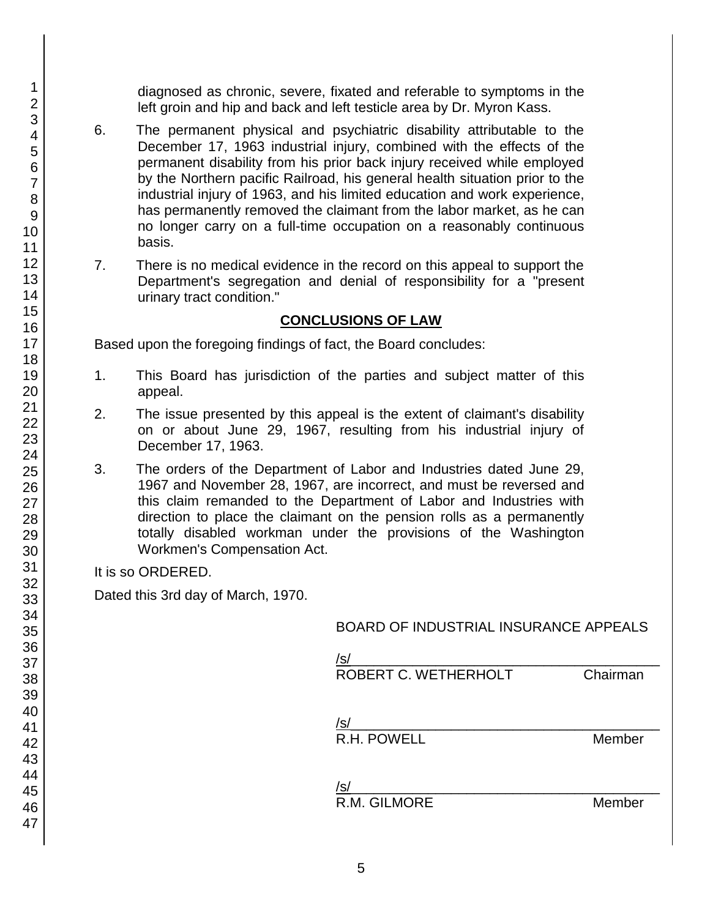diagnosed as chronic, severe, fixated and referable to symptoms in the left groin and hip and back and left testicle area by Dr. Myron Kass.

6. The permanent physical and psychiatric disability attributable to the December 17, 1963 industrial injury, combined with the effects of the permanent disability from his prior back injury received while employed by the Northern pacific Railroad, his general health situation prior to the industrial injury of 1963, and his limited education and work experience, has permanently removed the claimant from the labor market, as he can no longer carry on a full-time occupation on a reasonably continuous basis.

7. There is no medical evidence in the record on this appeal to support the Department's segregation and denial of responsibility for a "present urinary tract condition."

## CONCLUSIONS OF LAW

Based upon the foregoing findings of fact, the Board concludes:

1. This Board has jurisdiction of the parties and subject matter of this appeal.

2. The issue presented by this appeal is the extent of claimant's disability on or about June 29, 1967, resulting from his industrial injury of December 17, 1963.

3. The orders of the Department of Labor and Industries dated June 29, 1967 and November 28, 1967, are incorrect, and must be reversed and this claim remanded to the Department of Labor and Industries with direction to place the claimant on the pension rolls as a permanently totally disabled workman under the provisions of the Washington Workmen's Compensation Act.

It is so ORDERED.

Dated this 3rd day of March, 1970.

BOARD OF INDUSTRIAL INSURANCE APPEALS

/s/
ROBERT C. WETHERHOLT Chairman

/s/
R.H. POWELL Member

/s/
R.M. GILMORE Member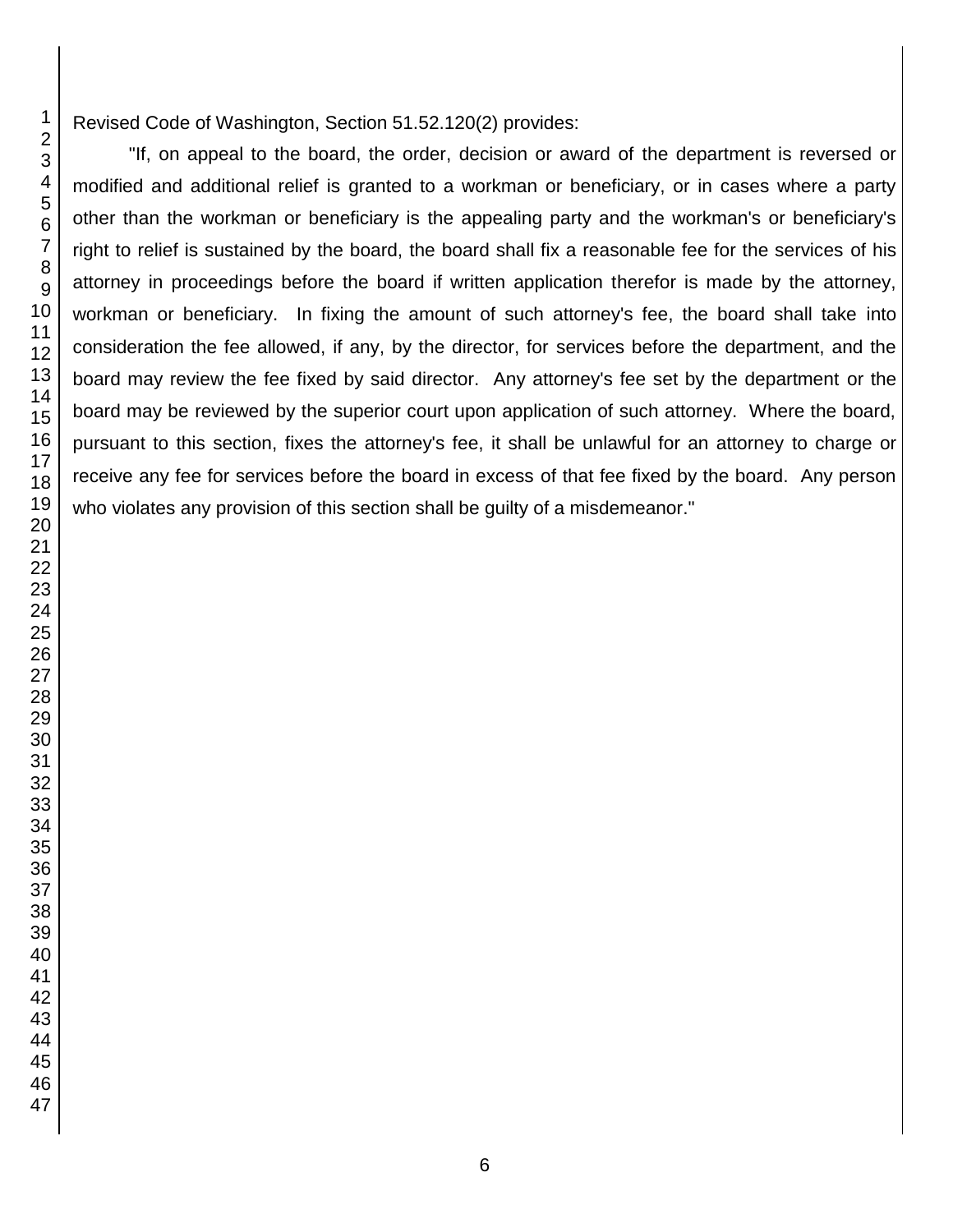Revised Code of Washington, Section 51.52.120(2) provides:

"If, on appeal to the board, the order, decision or award of the department is reversed or modified and additional relief is granted to a workman or beneficiary, or in cases where a party other than the workman or beneficiary is the appealing party and the workman's or beneficiary's right to relief is sustained by the board, the board shall fix a reasonable fee for the services of his attorney in proceedings before the board if written application therefor is made by the attorney, workman or beneficiary. In fixing the amount of such attorney's fee, the board shall take into consideration the fee allowed, if any, by the director, for services before the department, and the board may review the fee fixed by said director. Any attorney's fee set by the department or the board may be reviewed by the superior court upon application of such attorney. Where the board, pursuant to this section, fixes the attorney's fee, it shall be unlawful for an attorney to charge or receive any fee for services before the board in excess of that fee fixed by the board. Any person who violates any provision of this section shall be guilty of a misdemeanor."